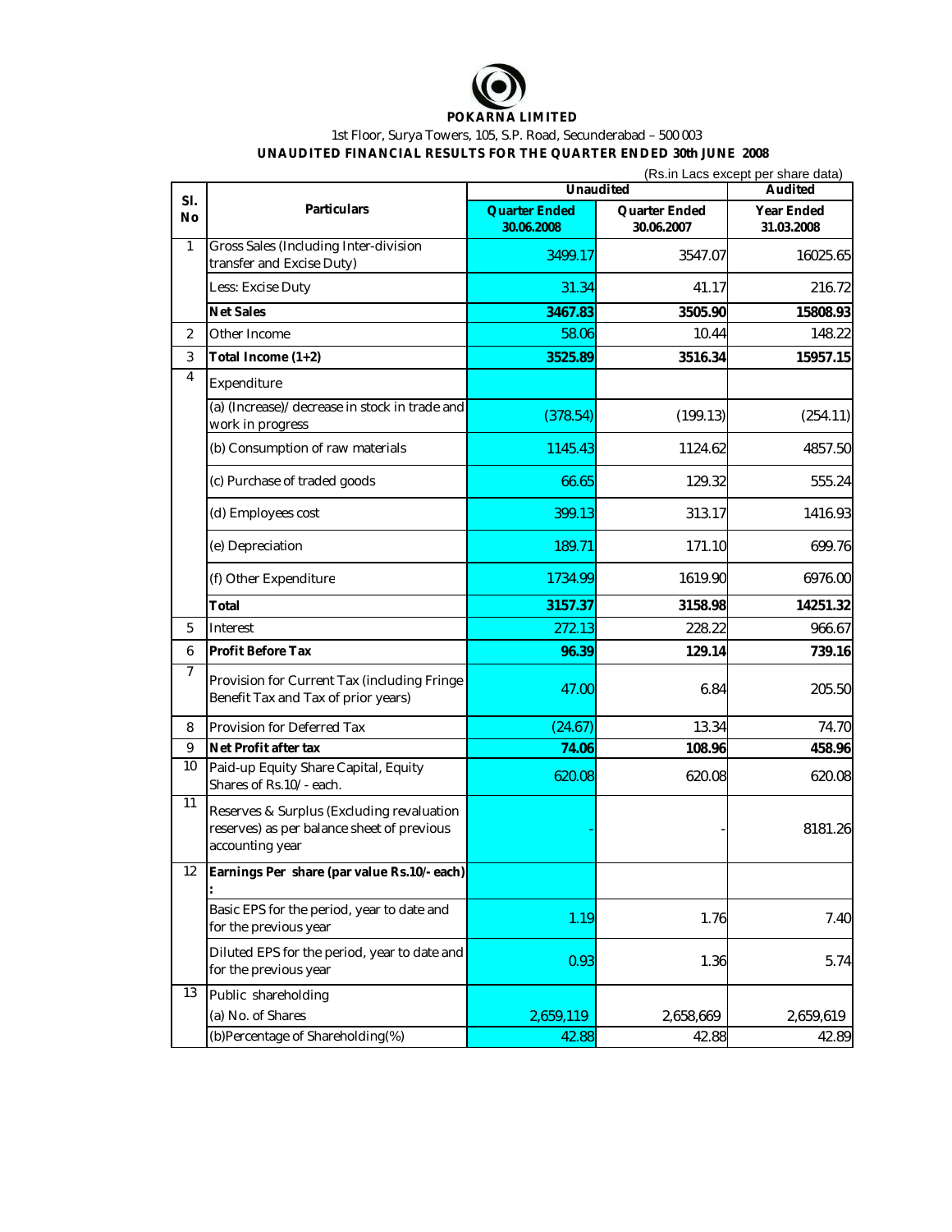# POKARNA LIMITED

1st Floor, Surya Towers, 105, S.P. Road, Secunderabad – 500 003

**UNAUDITED FINANCIAL RESULTS FOR THE QUARTER ENDED 30th JUNE 2008**

(Rs.in Lacs except per share data)

| Sl. No | Particulars | Unaudited | | Audited |
|---|---|---|---|---|
| | | **Quarter Ended 30.06.2008** | **Quarter Ended 30.06.2007** | **Year Ended 31.03.2008** |
| 1 | Gross Sales (Including Inter-division transfer and Excise Duty) | 3499.17 | 3547.07 | 16025.65 |
| | Less: Excise Duty | 31.34 | 41.17 | 216.72 |
| | **Net Sales** | **3467.83** | **3505.90** | **15808.93** |
| 2 | Other Income | 58.06 | 10.44 | 148.22 |
| 3 | **Total Income (1+2)** | **3525.89** | **3516.34** | **15957.15** |
| 4 | Expenditure | | | |
| | (a) (Increase)/ decrease in stock in trade and work in progress | (378.54) | (199.13) | (254.11) |
| | (b) Consumption of raw materials | 1145.43 | 1124.62 | 4857.50 |
| | (c) Purchase of traded goods | 66.65 | 129.32 | 555.24 |
| | (d) Employees cost | 399.13 | 313.17 | 1416.93 |
| | (e) Depreciation | 189.71 | 171.10 | 699.76 |
| | (f) Other Expenditure | 1734.99 | 1619.90 | 6976.00 |
| | **Total** | **3157.37** | **3158.98** | **14251.32** |
| 5 | Interest | 272.13 | 228.22 | 966.67 |
| 6 | **Profit Before Tax** | **96.39** | **129.14** | **739.16** |
| 7 | Provision for Current Tax (including Fringe Benefit Tax and Tax of prior years) | 47.00 | 6.84 | 205.50 |
| 8 | Provision for Deferred Tax | (24.67) | 13.34 | 74.70 |
| 9 | **Net Profit after tax** | **74.06** | **108.96** | **458.96** |
| 10 | Paid-up Equity Share Capital, Equity Shares of Rs.10/- each. | 620.08 | 620.08 | 620.08 |
| 11 | Reserves & Surplus (Excluding revaluation reserves) as per balance sheet of previous accounting year | - | - | 8181.26 |
| 12 | **Earnings Per share (par value Rs.10/- each) :** | | | |
| | Basic EPS for the period, year to date and for the previous year | 1.19 | 1.76 | 7.40 |
| | Diluted EPS for the period, year to date and for the previous year | 0.93 | 1.36 | 5.74 |
| 13 | Public shareholding | | | |
| | (a) No. of Shares | 2,659,119 | 2,658,669 | 2,659,619 |
| | (b)Percentage of Shareholding(%) | 42.88 | 42.88 | 42.89 |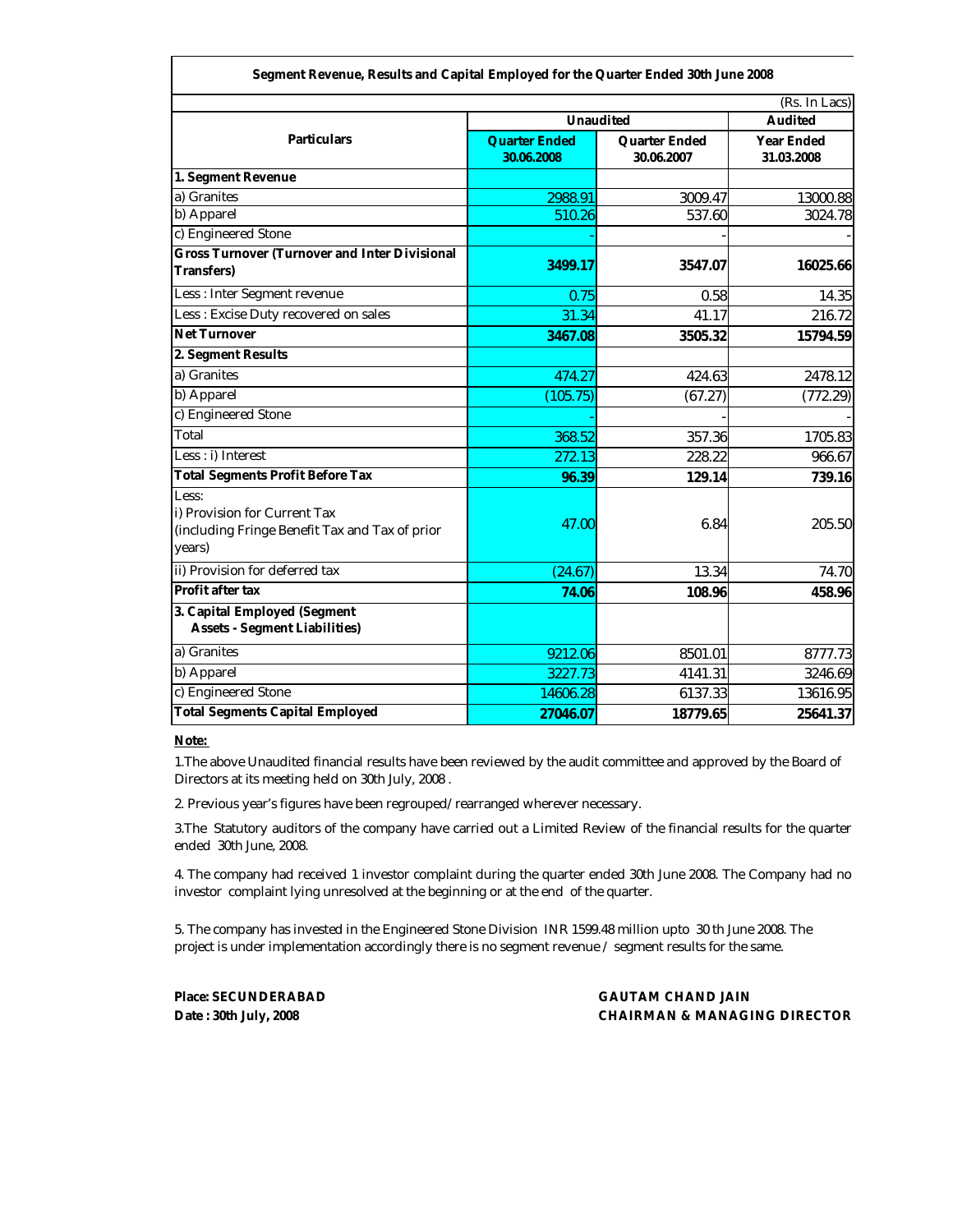**Segment Revenue, Results and Capital Employed for the Quarter Ended 30th June 2008**

(Rs. In Lacs)

| Particulars | Unaudited | | Audited |
|---|---|---|---|
| | Quarter Ended 30.06.2008 | Quarter Ended 30.06.2007 | Year Ended 31.03.2008 |
| **1. Segment Revenue** | | | |
| a) Granites | 2988.91 | 3009.47 | 13000.88 |
| b) Apparel | 510.26 | 537.60 | 3024.78 |
| c) Engineered Stone | - | - | - |
| **Gross Turnover (Turnover and Inter Divisional Transfers)** | **3499.17** | **3547.07** | **16025.66** |
| Less : Inter Segment revenue | 0.75 | 0.58 | 14.35 |
| Less : Excise Duty recovered on sales | 31.34 | 41.17 | 216.72 |
| **Net Turnover** | **3467.08** | **3505.32** | **15794.59** |
| **2. Segment Results** | | | |
| a) Granites | 474.27 | 424.63 | 2478.12 |
| b) Apparel | (105.75) | (67.27) | (772.29) |
| c) Engineered Stone | - | - | - |
| Total | 368.52 | 357.36 | 1705.83 |
| Less : i) Interest | 272.13 | 228.22 | 966.67 |
| **Total Segments Profit Before Tax** | **96.39** | **129.14** | **739.16** |
| Less:<br>i) Provision for Current Tax<br>(including Fringe Benefit Tax and Tax of prior years) | 47.00 | 6.84 | 205.50 |
| ii) Provision for deferred tax | (24.67) | 13.34 | 74.70 |
| **Profit after tax** | **74.06** | **108.96** | **458.96** |
| **3. Capital Employed (Segment Assets - Segment Liabilities)** | | | |
| a) Granites | 9212.06 | 8501.01 | 8777.73 |
| b) Apparel | 3227.73 | 4141.31 | 3246.69 |
| c) Engineered Stone | 14606.28 | 6137.33 | 13616.95 |
| **Total Segments Capital Employed** | **27046.07** | **18779.65** | **25641.37** |

**Note:**

1.The above Unaudited financial results have been reviewed by the audit committee and approved by the Board of Directors at its meeting held on 30th July, 2008 .

2. Previous year's figures have been regrouped/ rearranged wherever necessary.

3.The Statutory auditors of the company have carried out a Limited Review of the financial results for the quarter ended 30th June, 2008.

4. The company had received 1 investor complaint during the quarter ended 30th June 2008. The Company had no investor complaint lying unresolved at the beginning or at the end of the quarter.

5. The company has invested in the Engineered Stone Division INR 1599.48 million upto 30 th June 2008. The project is under implementation accordingly there is no segment revenue / segment results for the same.

**Place: SECUNDERABAD**
**Date : 30th July, 2008**

**GAUTAM CHAND JAIN**
**CHAIRMAN & MANAGING DIRECTOR**